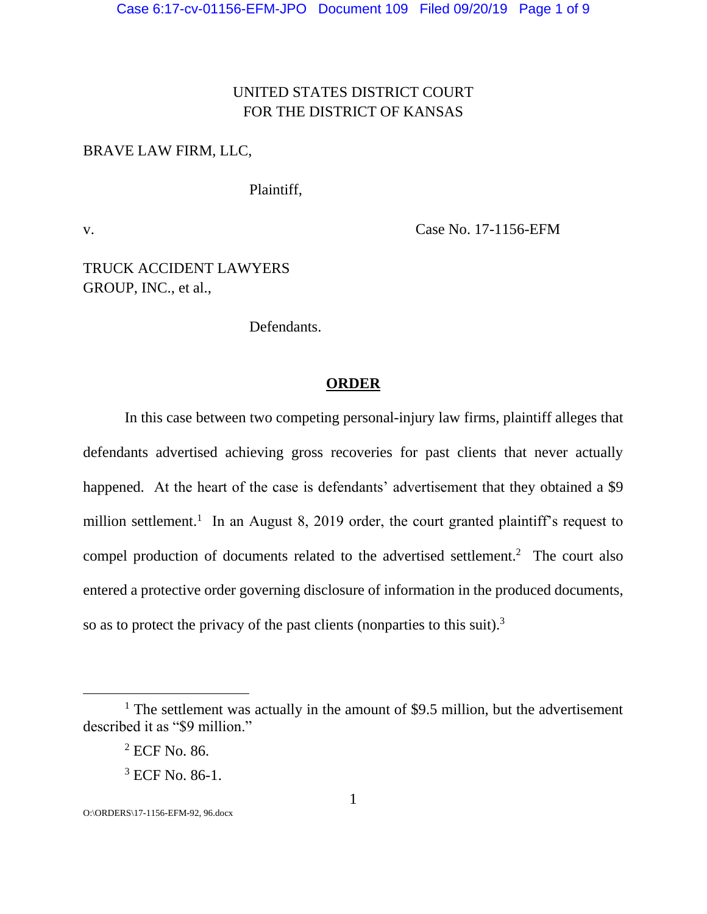UNITED STATES DISTRICT COURT
FOR THE DISTRICT OF KANSAS

BRAVE LAW FIRM, LLC,

Plaintiff,

v.

Case No. 17-1156-EFM

TRUCK ACCIDENT LAWYERS GROUP, INC., et al.,

Defendants.

# ORDER

In this case between two competing personal-injury law firms, plaintiff alleges that defendants advertised achieving gross recoveries for past clients that never actually happened. At the heart of the case is defendants' advertisement that they obtained a $9 million settlement.[1] In an August 8, 2019 order, the court granted plaintiff's request to compel production of documents related to the advertised settlement.[2] The court also entered a protective order governing disclosure of information in the produced documents, so as to protect the privacy of the past clients (nonparties to this suit).[3]

---

[1] The settlement was actually in the amount of $9.5 million, but the advertisement described it as "$9 million."

[2] ECF No. 86.

[3] ECF No. 86-1.

O:\ORDERS\17-1156-EFM-92, 96.docx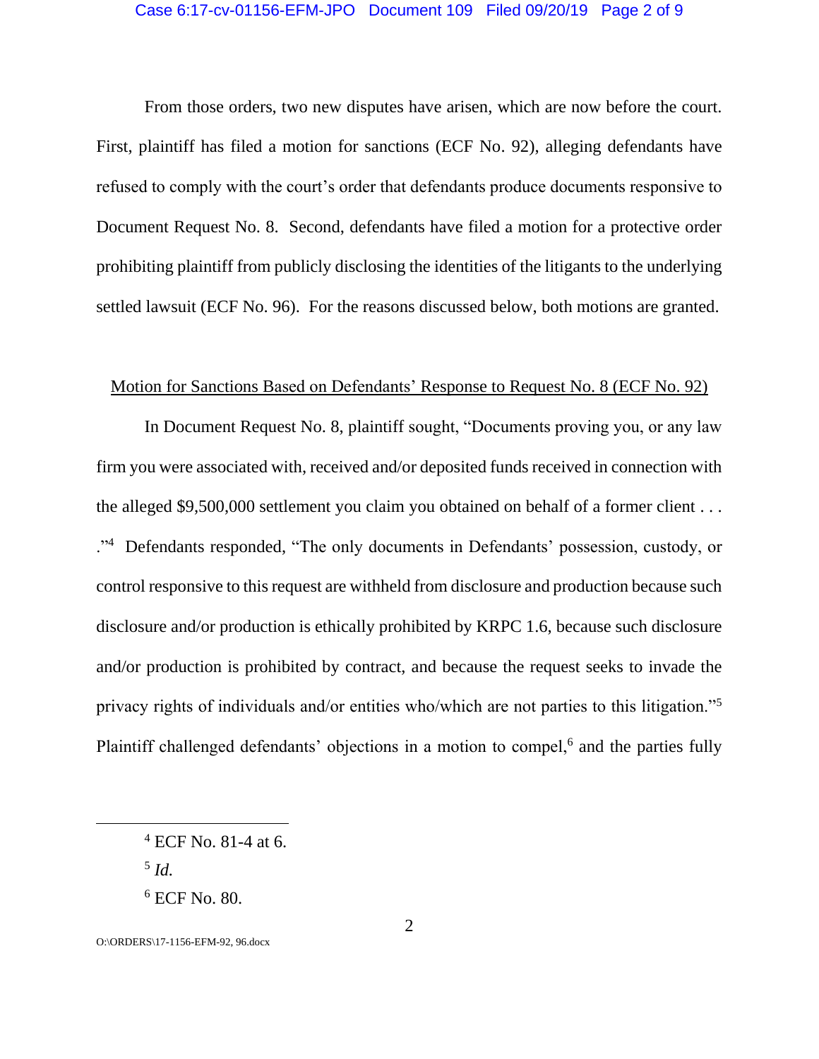From those orders, two new disputes have arisen, which are now before the court. First, plaintiff has filed a motion for sanctions (ECF No. 92), alleging defendants have refused to comply with the court's order that defendants produce documents responsive to Document Request No. 8. Second, defendants have filed a motion for a protective order prohibiting plaintiff from publicly disclosing the identities of the litigants to the underlying settled lawsuit (ECF No. 96). For the reasons discussed below, both motions are granted.

<u>Motion for Sanctions Based on Defendants' Response to Request No. 8 (ECF No. 92)</u>

In Document Request No. 8, plaintiff sought, "Documents proving you, or any law firm you were associated with, received and/or deposited funds received in connection with the alleged $9,500,000 settlement you claim you obtained on behalf of a former client . . . ."[4] Defendants responded, "The only documents in Defendants' possession, custody, or control responsive to this request are withheld from disclosure and production because such disclosure and/or production is ethically prohibited by KRPC 1.6, because such disclosure and/or production is prohibited by contract, and because the request seeks to invade the privacy rights of individuals and/or entities who/which are not parties to this litigation."[5] Plaintiff challenged defendants' objections in a motion to compel,[6] and the parties fully

---

[4] ECF No. 81-4 at 6.

[5] *Id.*

[6] ECF No. 80.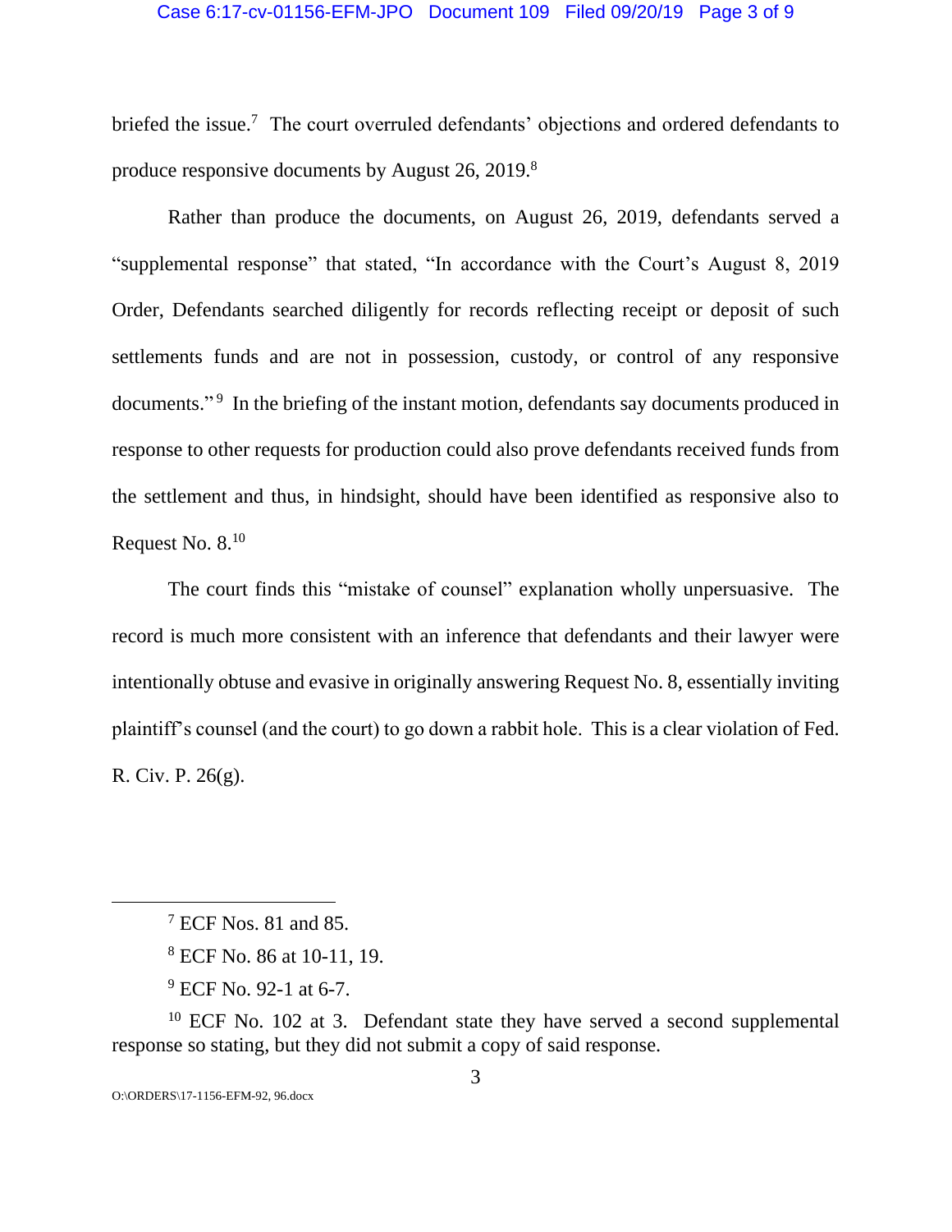briefed the issue.[7] The court overruled defendants' objections and ordered defendants to produce responsive documents by August 26, 2019.[8]

Rather than produce the documents, on August 26, 2019, defendants served a "supplemental response" that stated, "In accordance with the Court's August 8, 2019 Order, Defendants searched diligently for records reflecting receipt or deposit of such settlements funds and are not in possession, custody, or control of any responsive documents."[9] In the briefing of the instant motion, defendants say documents produced in response to other requests for production could also prove defendants received funds from the settlement and thus, in hindsight, should have been identified as responsive also to Request No. 8.[10]

The court finds this "mistake of counsel" explanation wholly unpersuasive. The record is much more consistent with an inference that defendants and their lawyer were intentionally obtuse and evasive in originally answering Request No. 8, essentially inviting plaintiff's counsel (and the court) to go down a rabbit hole. This is a clear violation of Fed. R. Civ. P. 26(g).

---

[7] ECF Nos. 81 and 85.

[8] ECF No. 86 at 10-11, 19.

[9] ECF No. 92-1 at 6-7.

[10] ECF No. 102 at 3. Defendant state they have served a second supplemental response so stating, but they did not submit a copy of said response.

O:\ORDERS\17-1156-EFM-92, 96.docx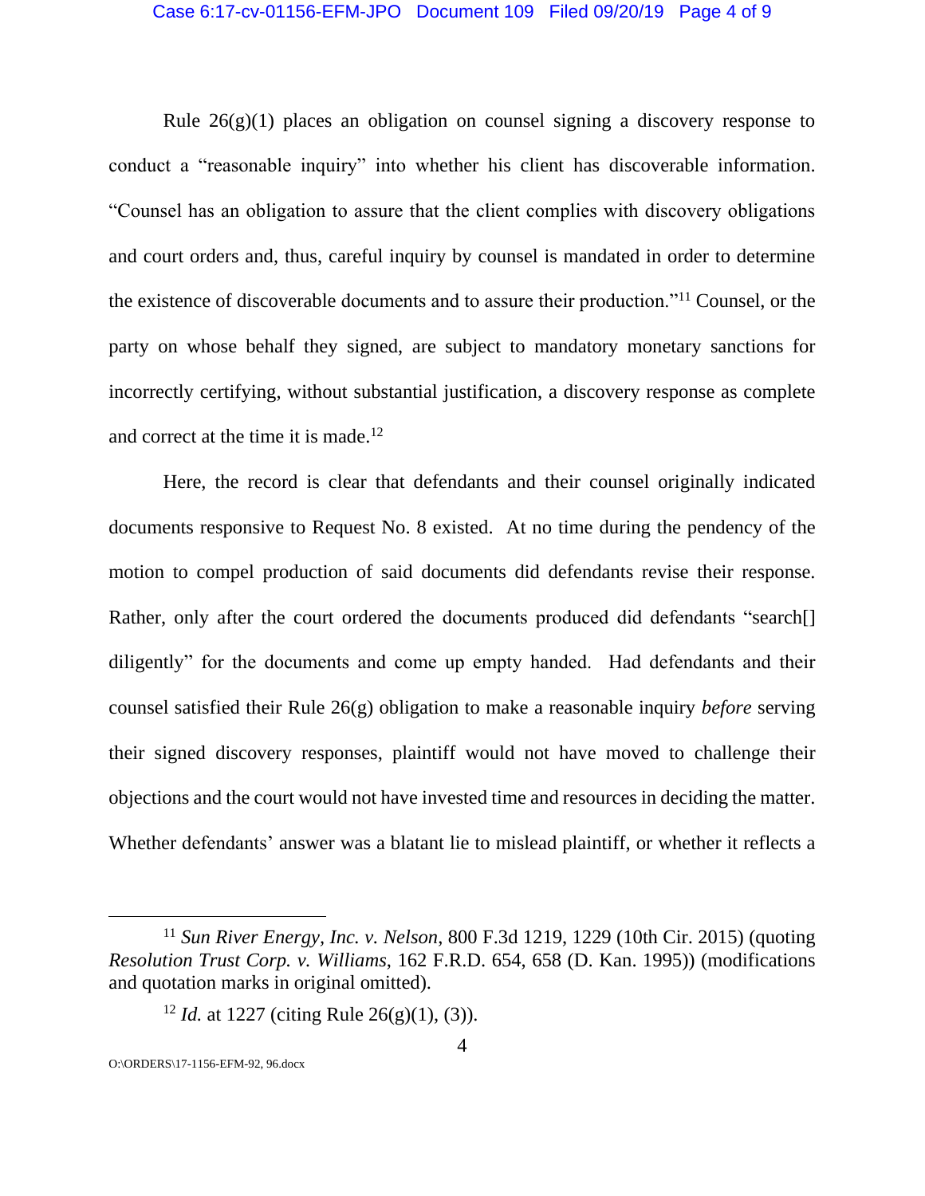Rule 26(g)(1) places an obligation on counsel signing a discovery response to conduct a "reasonable inquiry" into whether his client has discoverable information. "Counsel has an obligation to assure that the client complies with discovery obligations and court orders and, thus, careful inquiry by counsel is mandated in order to determine the existence of discoverable documents and to assure their production."[11] Counsel, or the party on whose behalf they signed, are subject to mandatory monetary sanctions for incorrectly certifying, without substantial justification, a discovery response as complete and correct at the time it is made.[12]

Here, the record is clear that defendants and their counsel originally indicated documents responsive to Request No. 8 existed. At no time during the pendency of the motion to compel production of said documents did defendants revise their response. Rather, only after the court ordered the documents produced did defendants "search[] diligently" for the documents and come up empty handed. Had defendants and their counsel satisfied their Rule 26(g) obligation to make a reasonable inquiry *before* serving their signed discovery responses, plaintiff would not have moved to challenge their objections and the court would not have invested time and resources in deciding the matter. Whether defendants' answer was a blatant lie to mislead plaintiff, or whether it reflects a

---

[11] *Sun River Energy, Inc. v. Nelson*, 800 F.3d 1219, 1229 (10th Cir. 2015) (quoting *Resolution Trust Corp. v. Williams*, 162 F.R.D. 654, 658 (D. Kan. 1995)) (modifications and quotation marks in original omitted).

[12] *Id.* at 1227 (citing Rule 26(g)(1), (3)).

O:\ORDERS\17-1156-EFM-92, 96.docx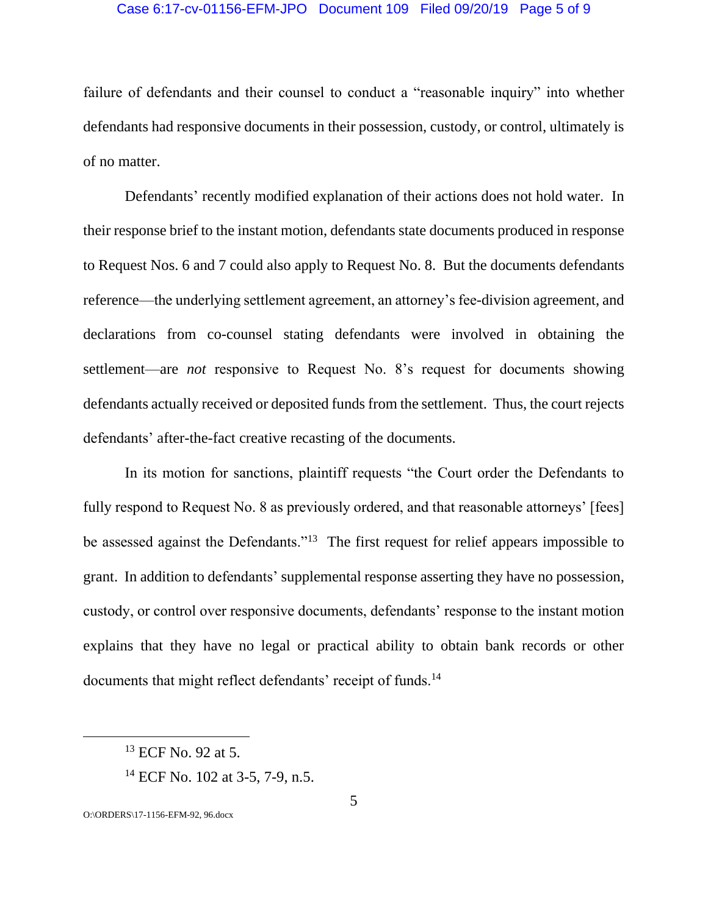failure of defendants and their counsel to conduct a "reasonable inquiry" into whether defendants had responsive documents in their possession, custody, or control, ultimately is of no matter.

Defendants' recently modified explanation of their actions does not hold water. In their response brief to the instant motion, defendants state documents produced in response to Request Nos. 6 and 7 could also apply to Request No. 8. But the documents defendants reference—the underlying settlement agreement, an attorney's fee-division agreement, and declarations from co-counsel stating defendants were involved in obtaining the settlement—are *not* responsive to Request No. 8's request for documents showing defendants actually received or deposited funds from the settlement. Thus, the court rejects defendants' after-the-fact creative recasting of the documents.

In its motion for sanctions, plaintiff requests "the Court order the Defendants to fully respond to Request No. 8 as previously ordered, and that reasonable attorneys' [fees] be assessed against the Defendants."[13] The first request for relief appears impossible to grant. In addition to defendants' supplemental response asserting they have no possession, custody, or control over responsive documents, defendants' response to the instant motion explains that they have no legal or practical ability to obtain bank records or other documents that might reflect defendants' receipt of funds.[14]

---

[13] ECF No. 92 at 5.

[14] ECF No. 102 at 3-5, 7-9, n.5.

O:\ORDERS\17-1156-EFM-92, 96.docx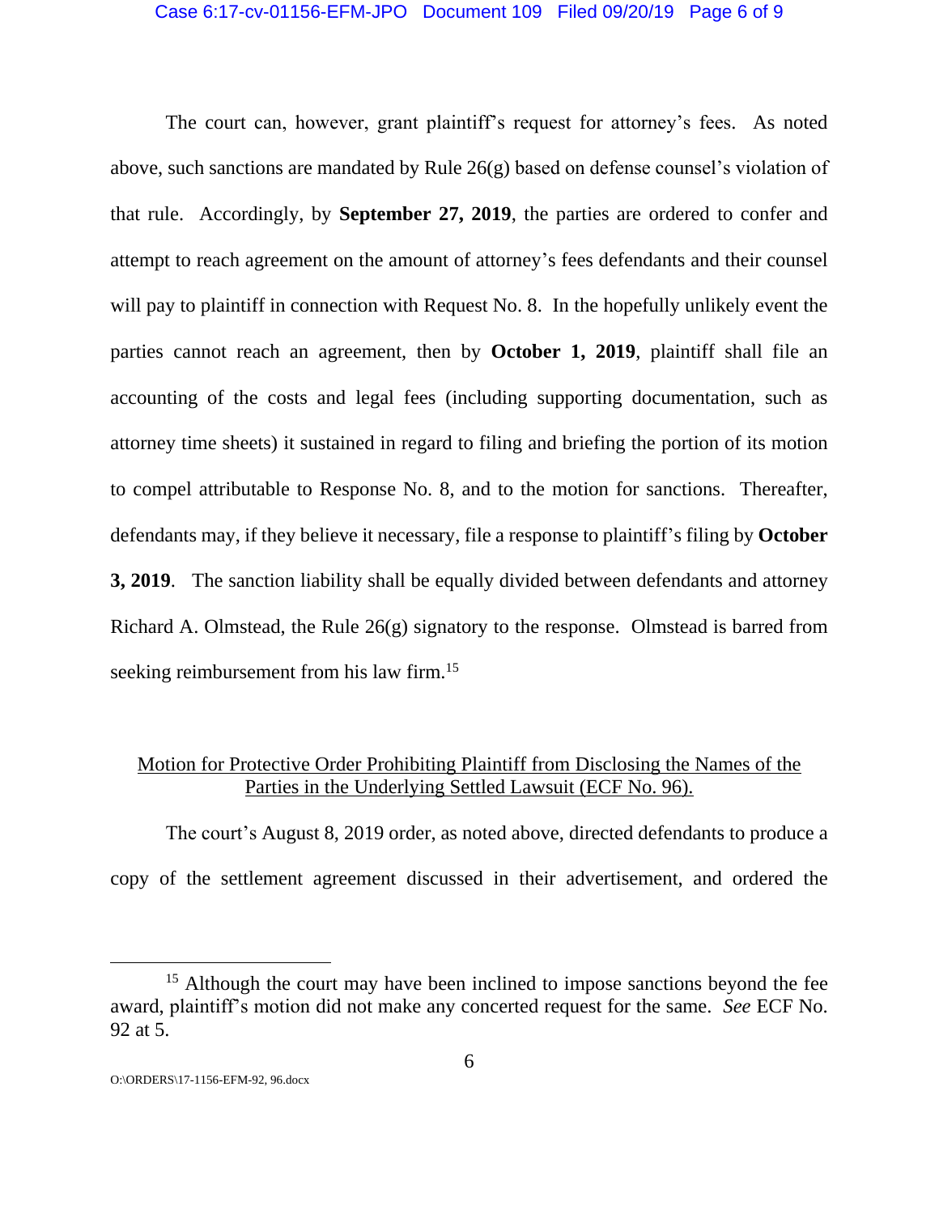The court can, however, grant plaintiff's request for attorney's fees. As noted above, such sanctions are mandated by Rule 26(g) based on defense counsel's violation of that rule. Accordingly, by **September 27, 2019**, the parties are ordered to confer and attempt to reach agreement on the amount of attorney's fees defendants and their counsel will pay to plaintiff in connection with Request No. 8. In the hopefully unlikely event the parties cannot reach an agreement, then by **October 1, 2019**, plaintiff shall file an accounting of the costs and legal fees (including supporting documentation, such as attorney time sheets) it sustained in regard to filing and briefing the portion of its motion to compel attributable to Response No. 8, and to the motion for sanctions. Thereafter, defendants may, if they believe it necessary, file a response to plaintiff's filing by **October 3, 2019**. The sanction liability shall be equally divided between defendants and attorney Richard A. Olmstead, the Rule 26(g) signatory to the response. Olmstead is barred from seeking reimbursement from his law firm.[15]

<u>Motion for Protective Order Prohibiting Plaintiff from Disclosing the Names of the Parties in the Underlying Settled Lawsuit (ECF No. 96).</u>

The court's August 8, 2019 order, as noted above, directed defendants to produce a copy of the settlement agreement discussed in their advertisement, and ordered the

---

[15] Although the court may have been inclined to impose sanctions beyond the fee award, plaintiff's motion did not make any concerted request for the same. *See* ECF No. 92 at 5.

O:\ORDERS\17-1156-EFM-92, 96.docx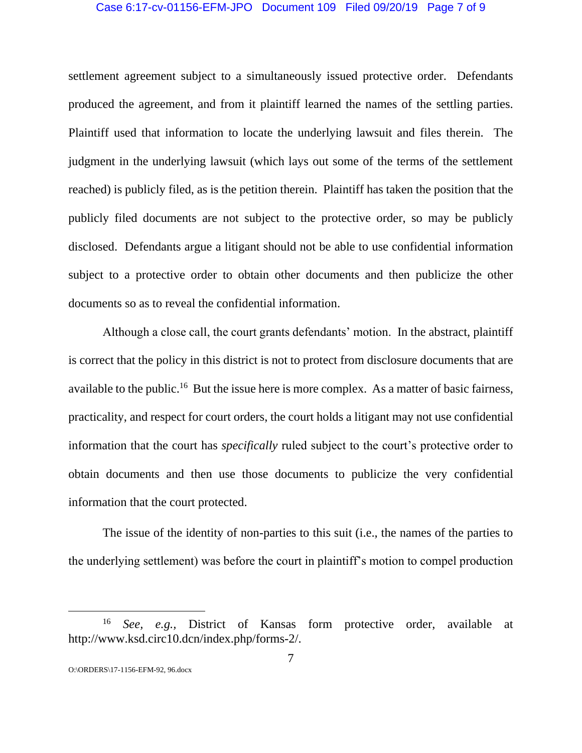settlement agreement subject to a simultaneously issued protective order. Defendants produced the agreement, and from it plaintiff learned the names of the settling parties. Plaintiff used that information to locate the underlying lawsuit and files therein. The judgment in the underlying lawsuit (which lays out some of the terms of the settlement reached) is publicly filed, as is the petition therein. Plaintiff has taken the position that the publicly filed documents are not subject to the protective order, so may be publicly disclosed. Defendants argue a litigant should not be able to use confidential information subject to a protective order to obtain other documents and then publicize the other documents so as to reveal the confidential information.

Although a close call, the court grants defendants' motion. In the abstract, plaintiff is correct that the policy in this district is not to protect from disclosure documents that are available to the public.[16] But the issue here is more complex. As a matter of basic fairness, practicality, and respect for court orders, the court holds a litigant may not use confidential information that the court has *specifically* ruled subject to the court's protective order to obtain documents and then use those documents to publicize the very confidential information that the court protected.

The issue of the identity of non-parties to this suit (i.e., the names of the parties to the underlying settlement) was before the court in plaintiff's motion to compel production

---

[16] *See, e.g.*, District of Kansas form protective order, available at http://www.ksd.circ10.dcn/index.php/forms-2/.

O:\ORDERS\17-1156-EFM-92, 96.docx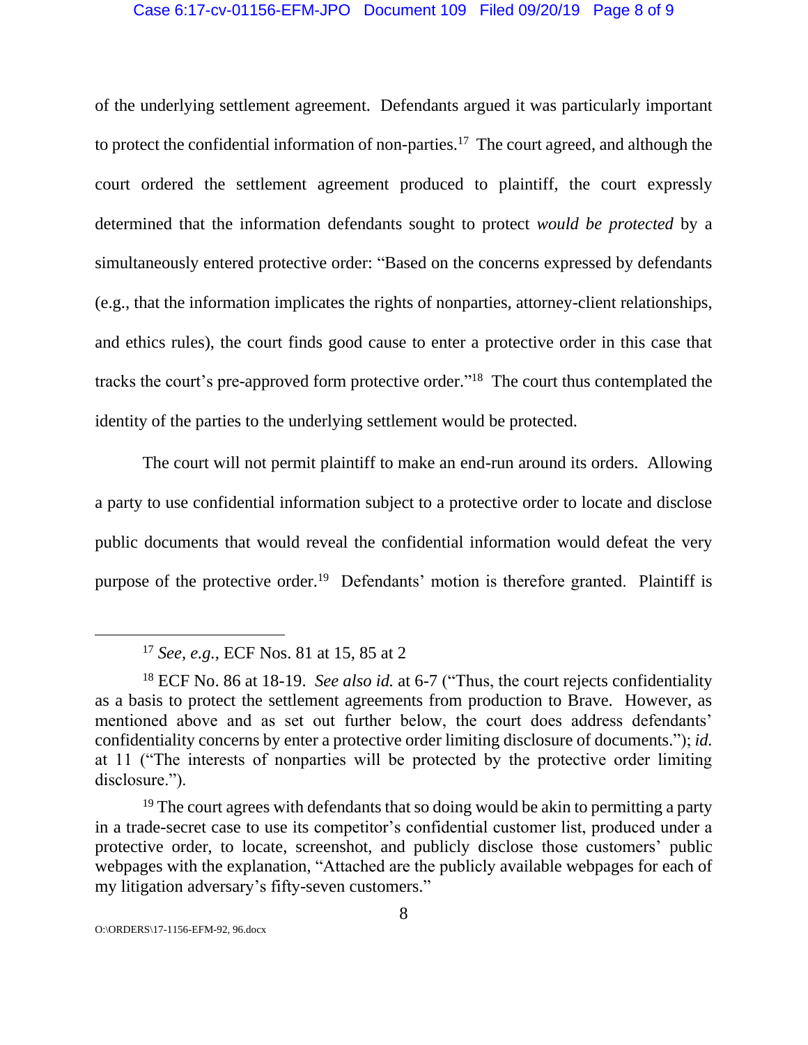of the underlying settlement agreement. Defendants argued it was particularly important to protect the confidential information of non-parties.[17] The court agreed, and although the court ordered the settlement agreement produced to plaintiff, the court expressly determined that the information defendants sought to protect *would be protected* by a simultaneously entered protective order: "Based on the concerns expressed by defendants (e.g., that the information implicates the rights of nonparties, attorney-client relationships, and ethics rules), the court finds good cause to enter a protective order in this case that tracks the court's pre-approved form protective order."[18] The court thus contemplated the identity of the parties to the underlying settlement would be protected.

The court will not permit plaintiff to make an end-run around its orders. Allowing a party to use confidential information subject to a protective order to locate and disclose public documents that would reveal the confidential information would defeat the very purpose of the protective order.[19] Defendants' motion is therefore granted. Plaintiff is

---

[17] *See, e.g.,* ECF Nos. 81 at 15, 85 at 2

[18] ECF No. 86 at 18-19. *See also id.* at 6-7 ("Thus, the court rejects confidentiality as a basis to protect the settlement agreements from production to Brave. However, as mentioned above and as set out further below, the court does address defendants' confidentiality concerns by enter a protective order limiting disclosure of documents."); *id.* at 11 ("The interests of nonparties will be protected by the protective order limiting disclosure.").

[19] The court agrees with defendants that so doing would be akin to permitting a party in a trade-secret case to use its competitor's confidential customer list, produced under a protective order, to locate, screenshot, and publicly disclose those customers' public webpages with the explanation, "Attached are the publicly available webpages for each of my litigation adversary's fifty-seven customers."

O:\ORDERS\17-1156-EFM-92, 96.docx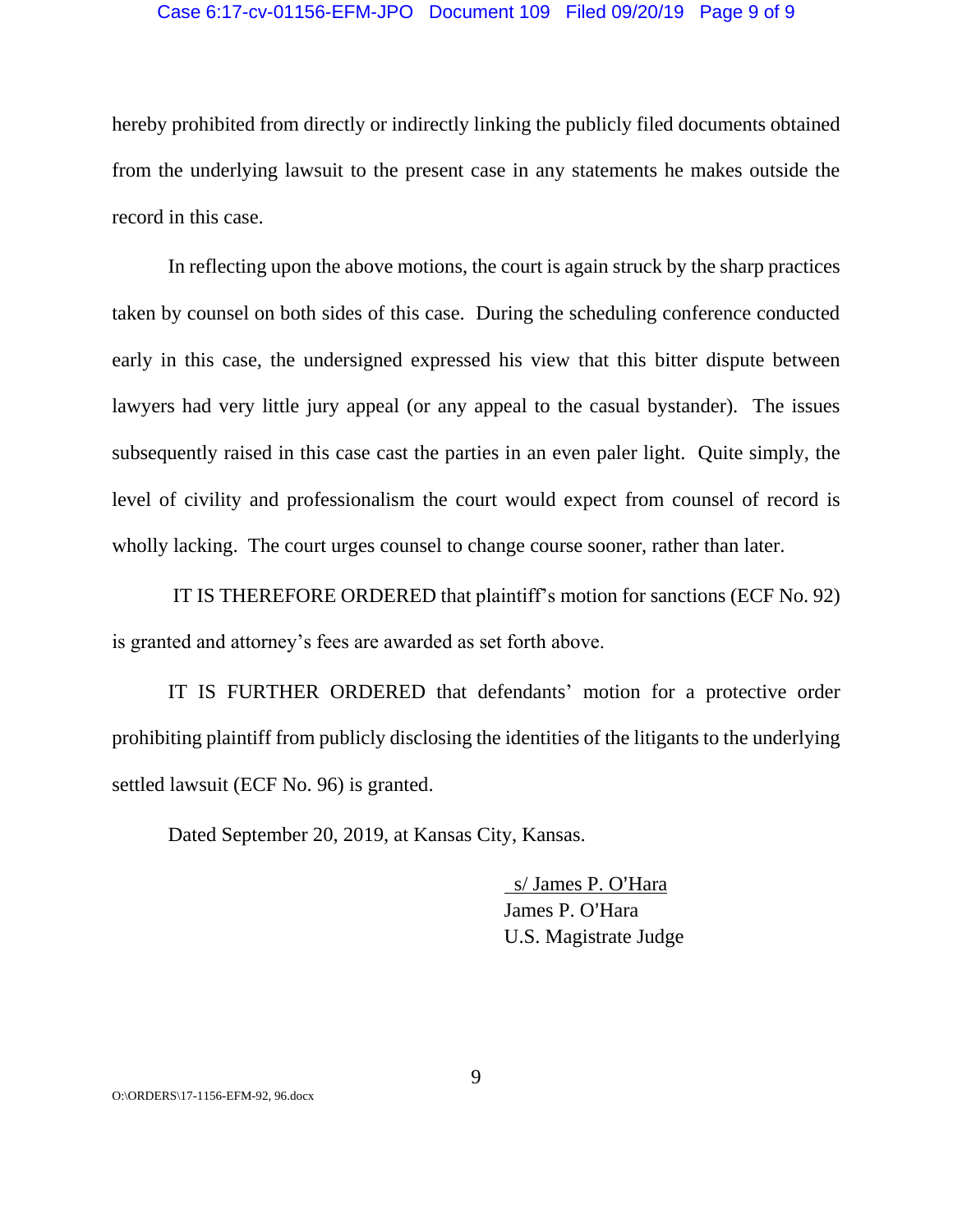hereby prohibited from directly or indirectly linking the publicly filed documents obtained from the underlying lawsuit to the present case in any statements he makes outside the record in this case.

In reflecting upon the above motions, the court is again struck by the sharp practices taken by counsel on both sides of this case. During the scheduling conference conducted early in this case, the undersigned expressed his view that this bitter dispute between lawyers had very little jury appeal (or any appeal to the casual bystander). The issues subsequently raised in this case cast the parties in an even paler light. Quite simply, the level of civility and professionalism the court would expect from counsel of record is wholly lacking. The court urges counsel to change course sooner, rather than later.

IT IS THEREFORE ORDERED that plaintiff's motion for sanctions (ECF No. 92) is granted and attorney's fees are awarded as set forth above.

IT IS FURTHER ORDERED that defendants' motion for a protective order prohibiting plaintiff from publicly disclosing the identities of the litigants to the underlying settled lawsuit (ECF No. 96) is granted.

Dated September 20, 2019, at Kansas City, Kansas.

s/ James P. O'Hara
James P. O'Hara
U.S. Magistrate Judge

O:\ORDERS\17-1156-EFM-92, 96.docx